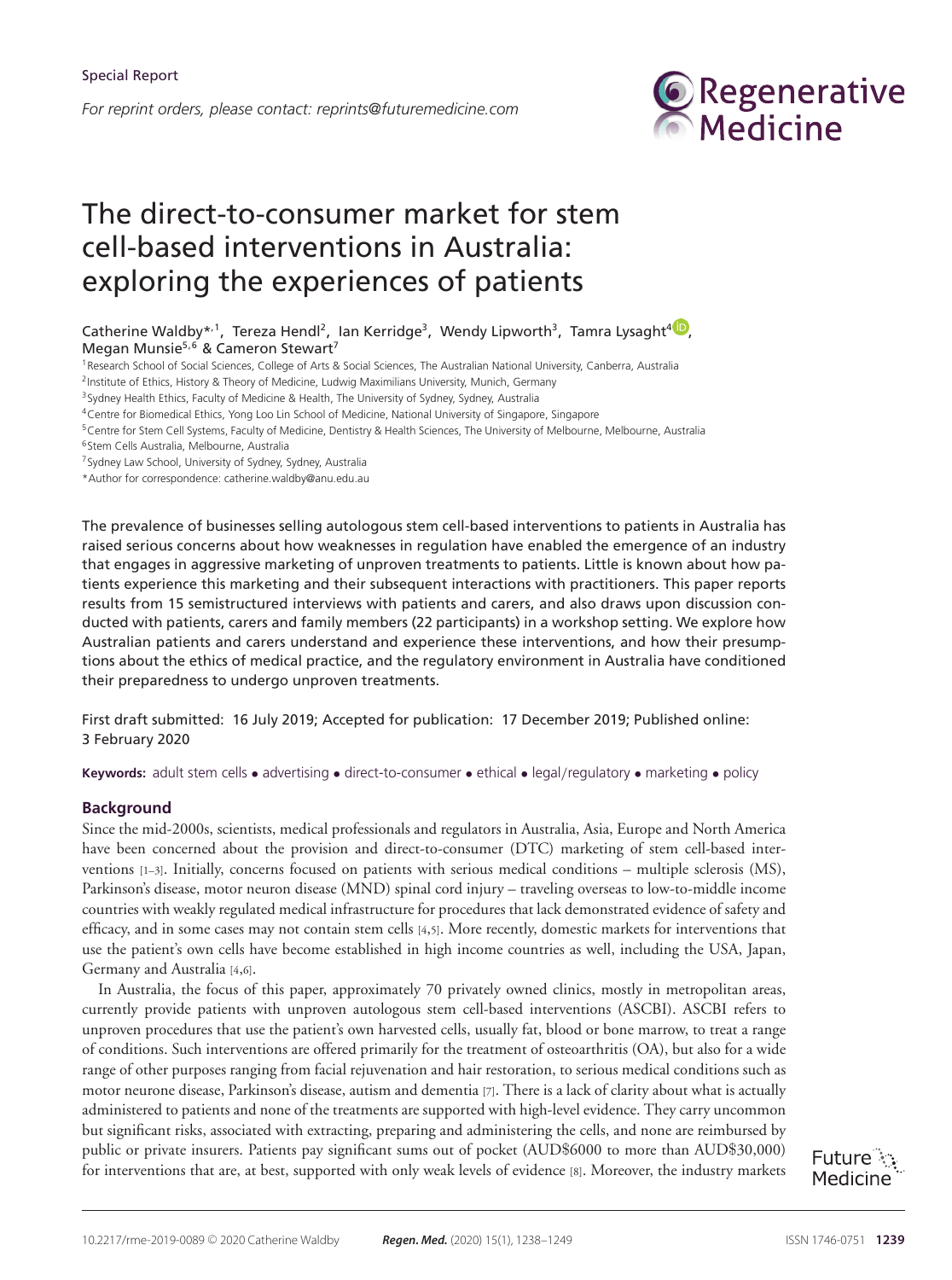Special Report

*For reprint orders, please contact: reprints@futuremedicine.com*

# The direct-to-consumer market for stem cell-based interventions in Australia: exploring the experiences of patients

Catherine Waldby*[,1], Tereza Hendl[2], Ian Kerridge[3], Wendy Lipworth[3], Tamra Lysaght[4], Megan Munsie[5,6] & Cameron Stewart[7]

[1]Research School of Social Sciences, College of Arts & Social Sciences, The Australian National University, Canberra, Australia
[2]Institute of Ethics, History & Theory of Medicine, Ludwig Maximilians University, Munich, Germany
[3]Sydney Health Ethics, Faculty of Medicine & Health, The University of Sydney, Sydney, Australia
[4]Centre for Biomedical Ethics, Yong Loo Lin School of Medicine, National University of Singapore, Singapore
[5]Centre for Stem Cell Systems, Faculty of Medicine, Dentistry & Health Sciences, The University of Melbourne, Melbourne, Australia
[6]Stem Cells Australia, Melbourne, Australia
[7]Sydney Law School, University of Sydney, Sydney, Australia
*Author for correspondence: catherine.waldby@anu.edu.au

The prevalence of businesses selling autologous stem cell-based interventions to patients in Australia has raised serious concerns about how weaknesses in regulation have enabled the emergence of an industry that engages in aggressive marketing of unproven treatments to patients. Little is known about how patients experience this marketing and their subsequent interactions with practitioners. This paper reports results from 15 semistructured interviews with patients and carers, and also draws upon discussion conducted with patients, carers and family members (22 participants) in a workshop setting. We explore how Australian patients and carers understand and experience these interventions, and how their presumptions about the ethics of medical practice, and the regulatory environment in Australia have conditioned their preparedness to undergo unproven treatments.

First draft submitted: 16 July 2019; Accepted for publication: 17 December 2019; Published online: 3 February 2020

**Keywords:** adult stem cells • advertising • direct-to-consumer • ethical • legal/regulatory • marketing • policy

## Background

Since the mid-2000s, scientists, medical professionals and regulators in Australia, Asia, Europe and North America have been concerned about the provision and direct-to-consumer (DTC) marketing of stem cell-based interventions [1–3]. Initially, concerns focused on patients with serious medical conditions – multiple sclerosis (MS), Parkinson's disease, motor neuron disease (MND) spinal cord injury – traveling overseas to low-to-middle income countries with weakly regulated medical infrastructure for procedures that lack demonstrated evidence of safety and efficacy, and in some cases may not contain stem cells [4,5]. More recently, domestic markets for interventions that use the patient's own cells have become established in high income countries as well, including the USA, Japan, Germany and Australia [4,6].

In Australia, the focus of this paper, approximately 70 privately owned clinics, mostly in metropolitan areas, currently provide patients with unproven autologous stem cell-based interventions (ASCBI). ASCBI refers to unproven procedures that use the patient's own harvested cells, usually fat, blood or bone marrow, to treat a range of conditions. Such interventions are offered primarily for the treatment of osteoarthritis (OA), but also for a wide range of other purposes ranging from facial rejuvenation and hair restoration, to serious medical conditions such as motor neurone disease, Parkinson's disease, autism and dementia [7]. There is a lack of clarity about what is actually administered to patients and none of the treatments are supported with high-level evidence. They carry uncommon but significant risks, associated with extracting, preparing and administering the cells, and none are reimbursed by public or private insurers. Patients pay significant sums out of pocket (AUD$6000 to more than AUD$30,000) for interventions that are, at best, supported with only weak levels of evidence [8]. Moreover, the industry markets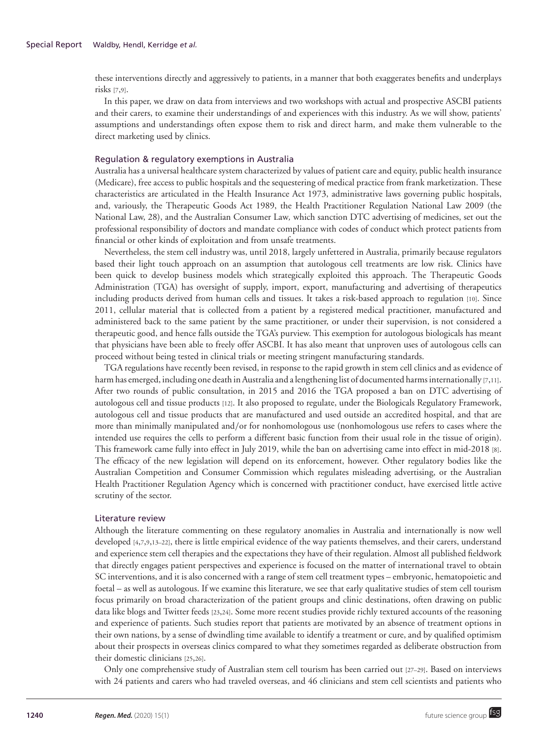these interventions directly and aggressively to patients, in a manner that both exaggerates benefits and underplays risks [7,9].

In this paper, we draw on data from interviews and two workshops with actual and prospective ASCBI patients and their carers, to examine their understandings of and experiences with this industry. As we will show, patients' assumptions and understandings often expose them to risk and direct harm, and make them vulnerable to the direct marketing used by clinics.

## Regulation & regulatory exemptions in Australia

Australia has a universal healthcare system characterized by values of patient care and equity, public health insurance (Medicare), free access to public hospitals and the sequestering of medical practice from frank marketization. These characteristics are articulated in the Health Insurance Act 1973, administrative laws governing public hospitals, and, variously, the Therapeutic Goods Act 1989, the Health Practitioner Regulation National Law 2009 (the National Law, 28), and the Australian Consumer Law, which sanction DTC advertising of medicines, set out the professional responsibility of doctors and mandate compliance with codes of conduct which protect patients from financial or other kinds of exploitation and from unsafe treatments.

Nevertheless, the stem cell industry was, until 2018, largely unfettered in Australia, primarily because regulators based their light touch approach on an assumption that autologous cell treatments are low risk. Clinics have been quick to develop business models which strategically exploited this approach. The Therapeutic Goods Administration (TGA) has oversight of supply, import, export, manufacturing and advertising of therapeutics including products derived from human cells and tissues. It takes a risk-based approach to regulation [10]. Since 2011, cellular material that is collected from a patient by a registered medical practitioner, manufactured and administered back to the same patient by the same practitioner, or under their supervision, is not considered a therapeutic good, and hence falls outside the TGA's purview. This exemption for autologous biologicals has meant that physicians have been able to freely offer ASCBI. It has also meant that unproven uses of autologous cells can proceed without being tested in clinical trials or meeting stringent manufacturing standards.

TGA regulations have recently been revised, in response to the rapid growth in stem cell clinics and as evidence of harm has emerged, including one death in Australia and a lengthening list of documented harms internationally [7,11]. After two rounds of public consultation, in 2015 and 2016 the TGA proposed a ban on DTC advertising of autologous cell and tissue products [12]. It also proposed to regulate, under the Biologicals Regulatory Framework, autologous cell and tissue products that are manufactured and used outside an accredited hospital, and that are more than minimally manipulated and/or for nonhomologous use (nonhomologous use refers to cases where the intended use requires the cells to perform a different basic function from their usual role in the tissue of origin). This framework came fully into effect in July 2019, while the ban on advertising came into effect in mid-2018 [8]. The efficacy of the new legislation will depend on its enforcement, however. Other regulatory bodies like the Australian Competition and Consumer Commission which regulates misleading advertising, or the Australian Health Practitioner Regulation Agency which is concerned with practitioner conduct, have exercised little active scrutiny of the sector.

## Literature review

Although the literature commenting on these regulatory anomalies in Australia and internationally is now well developed [4,7,9,13–22], there is little empirical evidence of the way patients themselves, and their carers, understand and experience stem cell therapies and the expectations they have of their regulation. Almost all published fieldwork that directly engages patient perspectives and experience is focused on the matter of international travel to obtain SC interventions, and it is also concerned with a range of stem cell treatment types – embryonic, hematopoietic and foetal – as well as autologous. If we examine this literature, we see that early qualitative studies of stem cell tourism focus primarily on broad characterization of the patient groups and clinic destinations, often drawing on public data like blogs and Twitter feeds [23,24]. Some more recent studies provide richly textured accounts of the reasoning and experience of patients. Such studies report that patients are motivated by an absence of treatment options in their own nations, by a sense of dwindling time available to identify a treatment or cure, and by qualified optimism about their prospects in overseas clinics compared to what they sometimes regarded as deliberate obstruction from their domestic clinicians [25,26].

Only one comprehensive study of Australian stem cell tourism has been carried out [27–29]. Based on interviews with 24 patients and carers who had traveled overseas, and 46 clinicians and stem cell scientists and patients who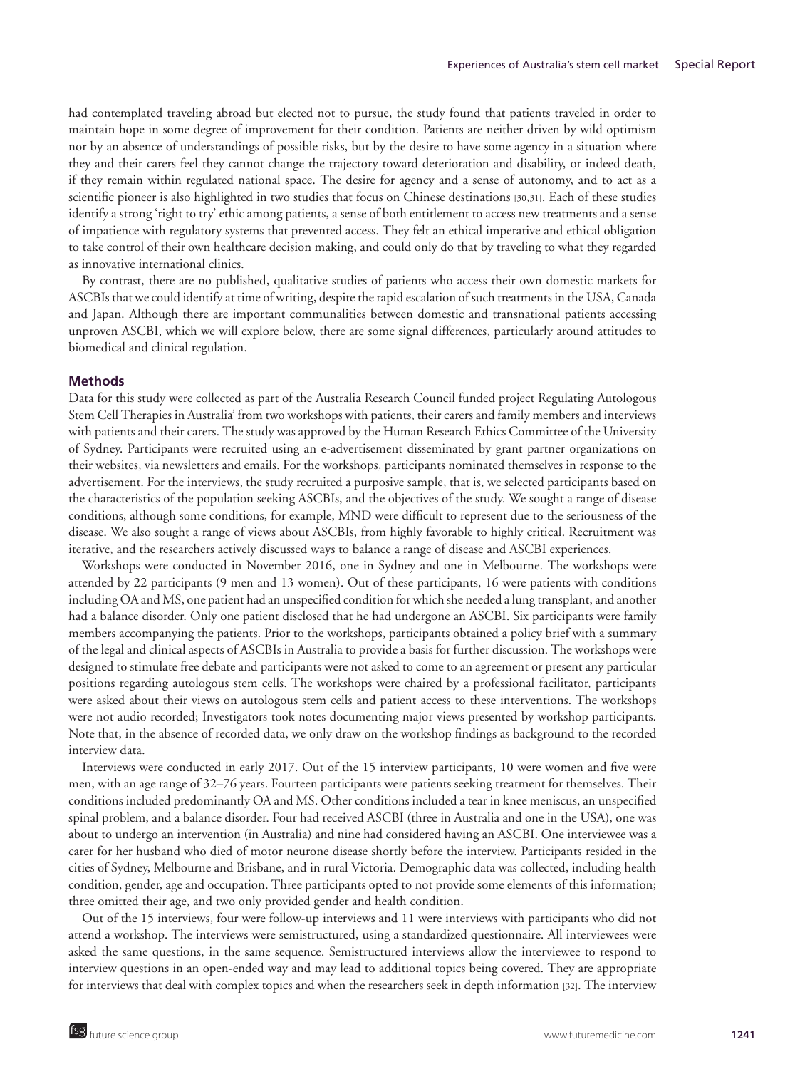had contemplated traveling abroad but elected not to pursue, the study found that patients traveled in order to maintain hope in some degree of improvement for their condition. Patients are neither driven by wild optimism nor by an absence of understandings of possible risks, but by the desire to have some agency in a situation where they and their carers feel they cannot change the trajectory toward deterioration and disability, or indeed death, if they remain within regulated national space. The desire for agency and a sense of autonomy, and to act as a scientific pioneer is also highlighted in two studies that focus on Chinese destinations [30,31]. Each of these studies identify a strong 'right to try' ethic among patients, a sense of both entitlement to access new treatments and a sense of impatience with regulatory systems that prevented access. They felt an ethical imperative and ethical obligation to take control of their own healthcare decision making, and could only do that by traveling to what they regarded as innovative international clinics.

By contrast, there are no published, qualitative studies of patients who access their own domestic markets for ASCBIs that we could identify at time of writing, despite the rapid escalation of such treatments in the USA, Canada and Japan. Although there are important communalities between domestic and transnational patients accessing unproven ASCBI, which we will explore below, there are some signal differences, particularly around attitudes to biomedical and clinical regulation.

## Methods

Data for this study were collected as part of the Australia Research Council funded project Regulating Autologous Stem Cell Therapies in Australia' from two workshops with patients, their carers and family members and interviews with patients and their carers. The study was approved by the Human Research Ethics Committee of the University of Sydney. Participants were recruited using an e-advertisement disseminated by grant partner organizations on their websites, via newsletters and emails. For the workshops, participants nominated themselves in response to the advertisement. For the interviews, the study recruited a purposive sample, that is, we selected participants based on the characteristics of the population seeking ASCBIs, and the objectives of the study. We sought a range of disease conditions, although some conditions, for example, MND were difficult to represent due to the seriousness of the disease. We also sought a range of views about ASCBIs, from highly favorable to highly critical. Recruitment was iterative, and the researchers actively discussed ways to balance a range of disease and ASCBI experiences.

Workshops were conducted in November 2016, one in Sydney and one in Melbourne. The workshops were attended by 22 participants (9 men and 13 women). Out of these participants, 16 were patients with conditions including OA and MS, one patient had an unspecified condition for which she needed a lung transplant, and another had a balance disorder. Only one patient disclosed that he had undergone an ASCBI. Six participants were family members accompanying the patients. Prior to the workshops, participants obtained a policy brief with a summary of the legal and clinical aspects of ASCBIs in Australia to provide a basis for further discussion. The workshops were designed to stimulate free debate and participants were not asked to come to an agreement or present any particular positions regarding autologous stem cells. The workshops were chaired by a professional facilitator, participants were asked about their views on autologous stem cells and patient access to these interventions. The workshops were not audio recorded; Investigators took notes documenting major views presented by workshop participants. Note that, in the absence of recorded data, we only draw on the workshop findings as background to the recorded interview data.

Interviews were conducted in early 2017. Out of the 15 interview participants, 10 were women and five were men, with an age range of 32–76 years. Fourteen participants were patients seeking treatment for themselves. Their conditions included predominantly OA and MS. Other conditions included a tear in knee meniscus, an unspecified spinal problem, and a balance disorder. Four had received ASCBI (three in Australia and one in the USA), one was about to undergo an intervention (in Australia) and nine had considered having an ASCBI. One interviewee was a carer for her husband who died of motor neurone disease shortly before the interview. Participants resided in the cities of Sydney, Melbourne and Brisbane, and in rural Victoria. Demographic data was collected, including health condition, gender, age and occupation. Three participants opted to not provide some elements of this information; three omitted their age, and two only provided gender and health condition.

Out of the 15 interviews, four were follow-up interviews and 11 were interviews with participants who did not attend a workshop. The interviews were semistructured, using a standardized questionnaire. All interviewees were asked the same questions, in the same sequence. Semistructured interviews allow the interviewee to respond to interview questions in an open-ended way and may lead to additional topics being covered. They are appropriate for interviews that deal with complex topics and when the researchers seek in depth information [32]. The interview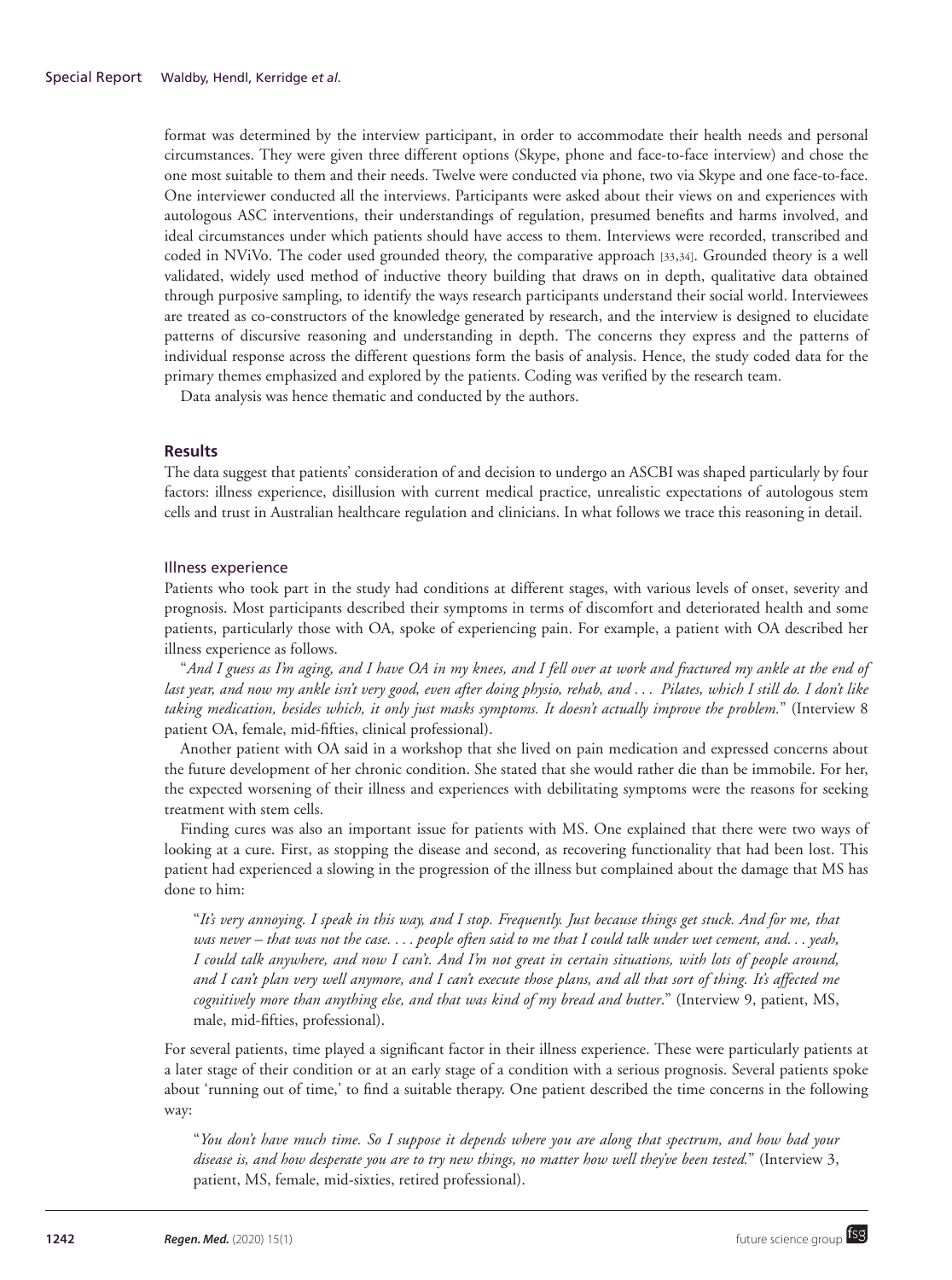format was determined by the interview participant, in order to accommodate their health needs and personal circumstances. They were given three different options (Skype, phone and face-to-face interview) and chose the one most suitable to them and their needs. Twelve were conducted via phone, two via Skype and one face-to-face. One interviewer conducted all the interviews. Participants were asked about their views on and experiences with autologous ASC interventions, their understandings of regulation, presumed benefits and harms involved, and ideal circumstances under which patients should have access to them. Interviews were recorded, transcribed and coded in NViVo. The coder used grounded theory, the comparative approach [33,34]. Grounded theory is a well validated, widely used method of inductive theory building that draws on in depth, qualitative data obtained through purposive sampling, to identify the ways research participants understand their social world. Interviewees are treated as co-constructors of the knowledge generated by research, and the interview is designed to elucidate patterns of discursive reasoning and understanding in depth. The concerns they express and the patterns of individual response across the different questions form the basis of analysis. Hence, the study coded data for the primary themes emphasized and explored by the patients. Coding was verified by the research team.

Data analysis was hence thematic and conducted by the authors.

## Results

The data suggest that patients' consideration of and decision to undergo an ASCBI was shaped particularly by four factors: illness experience, disillusion with current medical practice, unrealistic expectations of autologous stem cells and trust in Australian healthcare regulation and clinicians. In what follows we trace this reasoning in detail.

### Illness experience

Patients who took part in the study had conditions at different stages, with various levels of onset, severity and prognosis. Most participants described their symptoms in terms of discomfort and deteriorated health and some patients, particularly those with OA, spoke of experiencing pain. For example, a patient with OA described her illness experience as follows.

"*And I guess as I'm aging, and I have OA in my knees, and I fell over at work and fractured my ankle at the end of last year, and now my ankle isn't very good, even after doing physio, rehab, and . . . Pilates, which I still do. I don't like taking medication, besides which, it only just masks symptoms. It doesn't actually improve the problem.*" (Interview 8 patient OA, female, mid-fifties, clinical professional).

Another patient with OA said in a workshop that she lived on pain medication and expressed concerns about the future development of her chronic condition. She stated that she would rather die than be immobile. For her, the expected worsening of their illness and experiences with debilitating symptoms were the reasons for seeking treatment with stem cells.

Finding cures was also an important issue for patients with MS. One explained that there were two ways of looking at a cure. First, as stopping the disease and second, as recovering functionality that had been lost. This patient had experienced a slowing in the progression of the illness but complained about the damage that MS has done to him:

> "*It's very annoying. I speak in this way, and I stop. Frequently. Just because things get stuck. And for me, that was never – that was not the case. . . . people often said to me that I could talk under wet cement, and. . . yeah, I could talk anywhere, and now I can't. And I'm not great in certain situations, with lots of people around, and I can't plan very well anymore, and I can't execute those plans, and all that sort of thing. It's affected me cognitively more than anything else, and that was kind of my bread and butter*." (Interview 9, patient, MS, male, mid-fifties, professional).

For several patients, time played a significant factor in their illness experience. These were particularly patients at a later stage of their condition or at an early stage of a condition with a serious prognosis. Several patients spoke about 'running out of time,' to find a suitable therapy. One patient described the time concerns in the following way:

> "*You don't have much time. So I suppose it depends where you are along that spectrum, and how bad your disease is, and how desperate you are to try new things, no matter how well they've been tested.*" (Interview 3, patient, MS, female, mid-sixties, retired professional).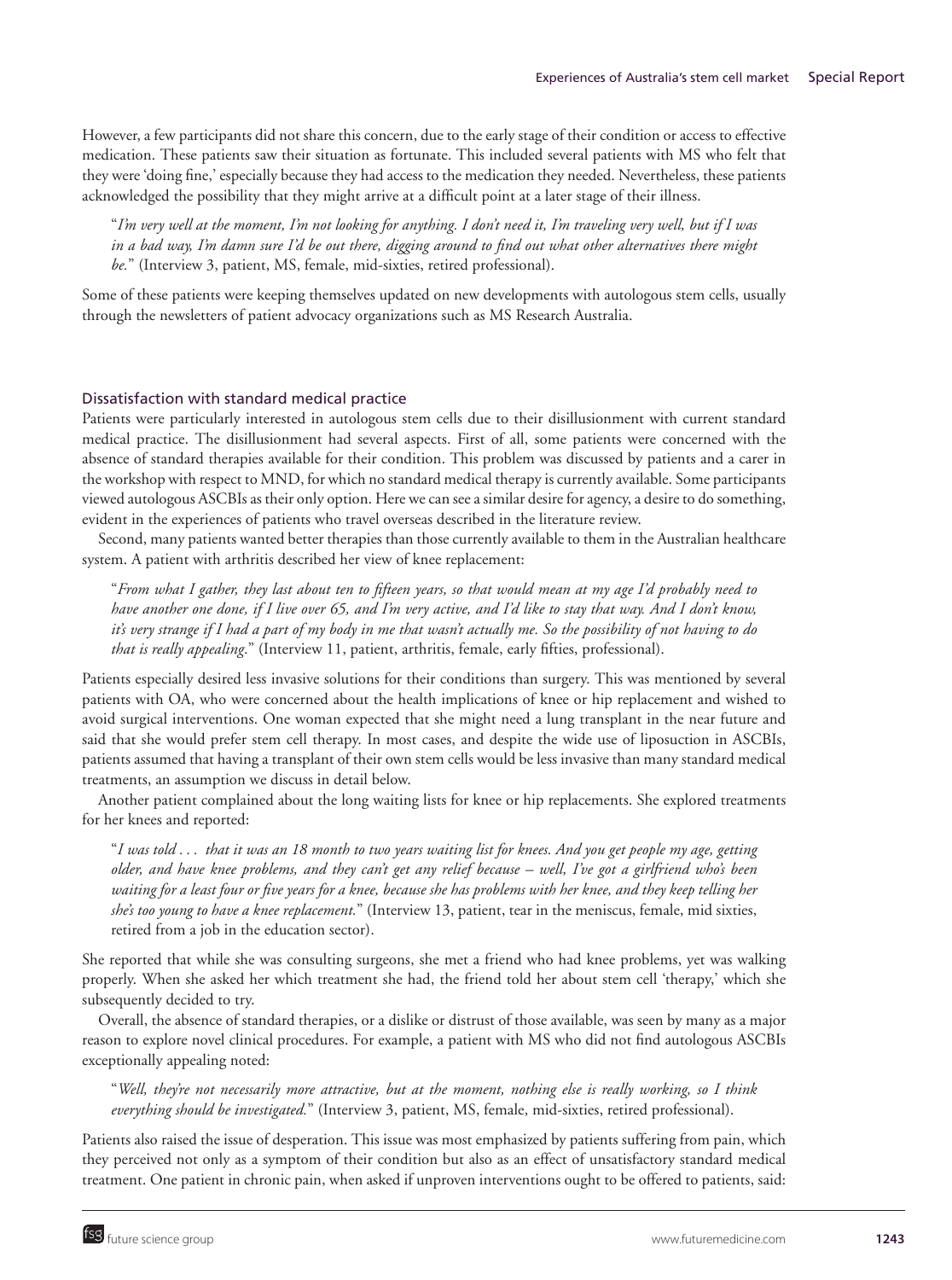However, a few participants did not share this concern, due to the early stage of their condition or access to effective medication. These patients saw their situation as fortunate. This included several patients with MS who felt that they were 'doing fine,' especially because they had access to the medication they needed. Nevertheless, these patients acknowledged the possibility that they might arrive at a difficult point at a later stage of their illness.

> "*I'm very well at the moment, I'm not looking for anything. I don't need it, I'm traveling very well, but if I was in a bad way, I'm damn sure I'd be out there, digging around to find out what other alternatives there might be.*" (Interview 3, patient, MS, female, mid-sixties, retired professional).

Some of these patients were keeping themselves updated on new developments with autologous stem cells, usually through the newsletters of patient advocacy organizations such as MS Research Australia.

### Dissatisfaction with standard medical practice

Patients were particularly interested in autologous stem cells due to their disillusionment with current standard medical practice. The disillusionment had several aspects. First of all, some patients were concerned with the absence of standard therapies available for their condition. This problem was discussed by patients and a carer in the workshop with respect to MND, for which no standard medical therapy is currently available. Some participants viewed autologous ASCBIs as their only option. Here we can see a similar desire for agency, a desire to do something, evident in the experiences of patients who travel overseas described in the literature review.

Second, many patients wanted better therapies than those currently available to them in the Australian healthcare system. A patient with arthritis described her view of knee replacement:

> "*From what I gather, they last about ten to fifteen years, so that would mean at my age I'd probably need to have another one done, if I live over 65, and I'm very active, and I'd like to stay that way. And I don't know, it's very strange if I had a part of my body in me that wasn't actually me. So the possibility of not having to do that is really appealing*." (Interview 11, patient, arthritis, female, early fifties, professional).

Patients especially desired less invasive solutions for their conditions than surgery. This was mentioned by several patients with OA, who were concerned about the health implications of knee or hip replacement and wished to avoid surgical interventions. One woman expected that she might need a lung transplant in the near future and said that she would prefer stem cell therapy. In most cases, and despite the wide use of liposuction in ASCBIs, patients assumed that having a transplant of their own stem cells would be less invasive than many standard medical treatments, an assumption we discuss in detail below.

Another patient complained about the long waiting lists for knee or hip replacements. She explored treatments for her knees and reported:

> "*I was told . . . that it was an 18 month to two years waiting list for knees. And you get people my age, getting older, and have knee problems, and they can't get any relief because – well, I've got a girlfriend who's been waiting for a least four or five years for a knee, because she has problems with her knee, and they keep telling her she's too young to have a knee replacement.*" (Interview 13, patient, tear in the meniscus, female, mid sixties, retired from a job in the education sector).

She reported that while she was consulting surgeons, she met a friend who had knee problems, yet was walking properly. When she asked her which treatment she had, the friend told her about stem cell 'therapy,' which she subsequently decided to try.

Overall, the absence of standard therapies, or a dislike or distrust of those available, was seen by many as a major reason to explore novel clinical procedures. For example, a patient with MS who did not find autologous ASCBIs exceptionally appealing noted:

> "*Well, they're not necessarily more attractive, but at the moment, nothing else is really working, so I think everything should be investigated.*" (Interview 3, patient, MS, female, mid-sixties, retired professional).

Patients also raised the issue of desperation. This issue was most emphasized by patients suffering from pain, which they perceived not only as a symptom of their condition but also as an effect of unsatisfactory standard medical treatment. One patient in chronic pain, when asked if unproven interventions ought to be offered to patients, said: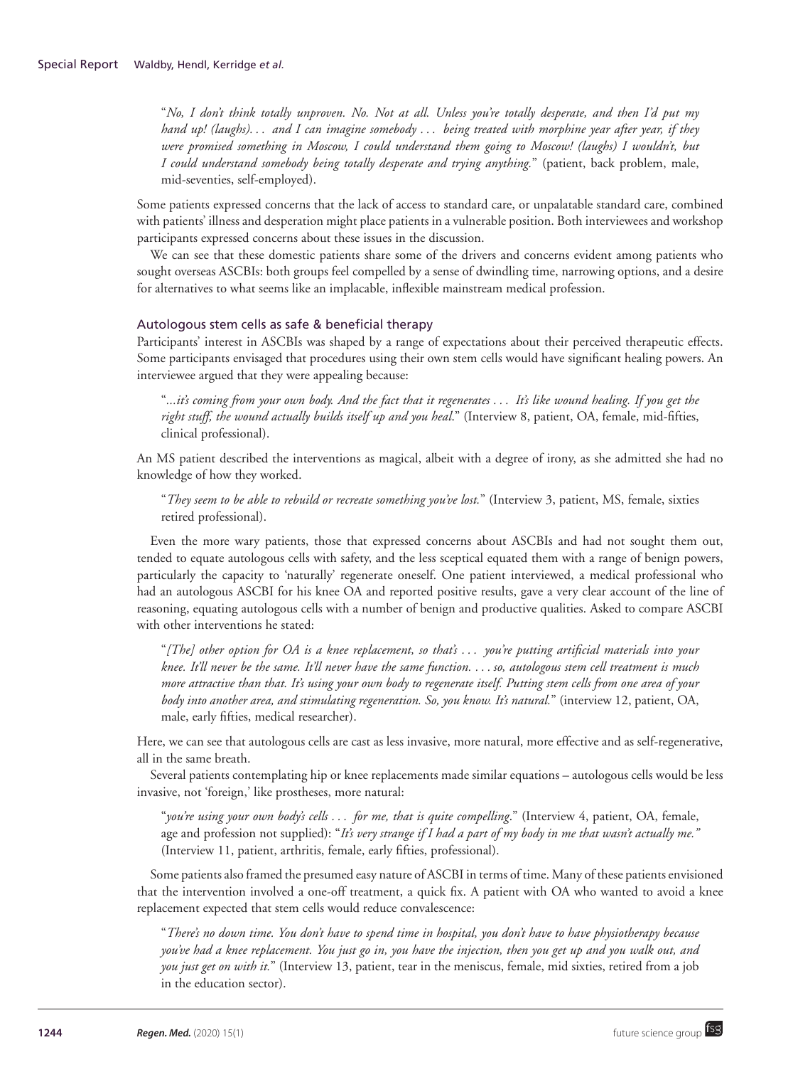"*No, I don't think totally unproven. No. Not at all. Unless you're totally desperate, and then I'd put my hand up! (laughs)... and I can imagine somebody ... being treated with morphine year after year, if they were promised something in Moscow, I could understand them going to Moscow! (laughs) I wouldn't, but I could understand somebody being totally desperate and trying anything.*" (patient, back problem, male, mid-seventies, self-employed).

Some patients expressed concerns that the lack of access to standard care, or unpalatable standard care, combined with patients' illness and desperation might place patients in a vulnerable position. Both interviewees and workshop participants expressed concerns about these issues in the discussion.

We can see that these domestic patients share some of the drivers and concerns evident among patients who sought overseas ASCBIs: both groups feel compelled by a sense of dwindling time, narrowing options, and a desire for alternatives to what seems like an implacable, inflexible mainstream medical profession.

### Autologous stem cells as safe & beneficial therapy

Participants' interest in ASCBIs was shaped by a range of expectations about their perceived therapeutic effects. Some participants envisaged that procedures using their own stem cells would have significant healing powers. An interviewee argued that they were appealing because:

"*...it's coming from your own body. And the fact that it regenerates ... It's like wound healing. If you get the right stuff, the wound actually builds itself up and you heal*." (Interview 8, patient, OA, female, mid-fifties, clinical professional).

An MS patient described the interventions as magical, albeit with a degree of irony, as she admitted she had no knowledge of how they worked.

"*They seem to be able to rebuild or recreate something you've lost.*" (Interview 3, patient, MS, female, sixties retired professional).

Even the more wary patients, those that expressed concerns about ASCBIs and had not sought them out, tended to equate autologous cells with safety, and the less sceptical equated them with a range of benign powers, particularly the capacity to 'naturally' regenerate oneself. One patient interviewed, a medical professional who had an autologous ASCBI for his knee OA and reported positive results, gave a very clear account of the line of reasoning, equating autologous cells with a number of benign and productive qualities. Asked to compare ASCBI with other interventions he stated:

"*[The] other option for OA is a knee replacement, so that's ... you're putting artificial materials into your knee. It'll never be the same. It'll never have the same function. ... so, autologous stem cell treatment is much more attractive than that. It's using your own body to regenerate itself. Putting stem cells from one area of your body into another area, and stimulating regeneration. So, you know. It's natural.*" (interview 12, patient, OA, male, early fifties, medical researcher).

Here, we can see that autologous cells are cast as less invasive, more natural, more effective and as self-regenerative, all in the same breath.

Several patients contemplating hip or knee replacements made similar equations – autologous cells would be less invasive, not 'foreign,' like prostheses, more natural:

"*you're using your own body's cells ... for me, that is quite compelling*." (Interview 4, patient, OA, female, age and profession not supplied): "*It's very strange if I had a part of my body in me that wasn't actually me.*" (Interview 11, patient, arthritis, female, early fifties, professional).

Some patients also framed the presumed easy nature of ASCBI in terms of time. Many of these patients envisioned that the intervention involved a one-off treatment, a quick fix. A patient with OA who wanted to avoid a knee replacement expected that stem cells would reduce convalescence:

"*There's no down time. You don't have to spend time in hospital, you don't have to have physiotherapy because you've had a knee replacement. You just go in, you have the injection, then you get up and you walk out, and you just get on with it.*" (Interview 13, patient, tear in the meniscus, female, mid sixties, retired from a job in the education sector).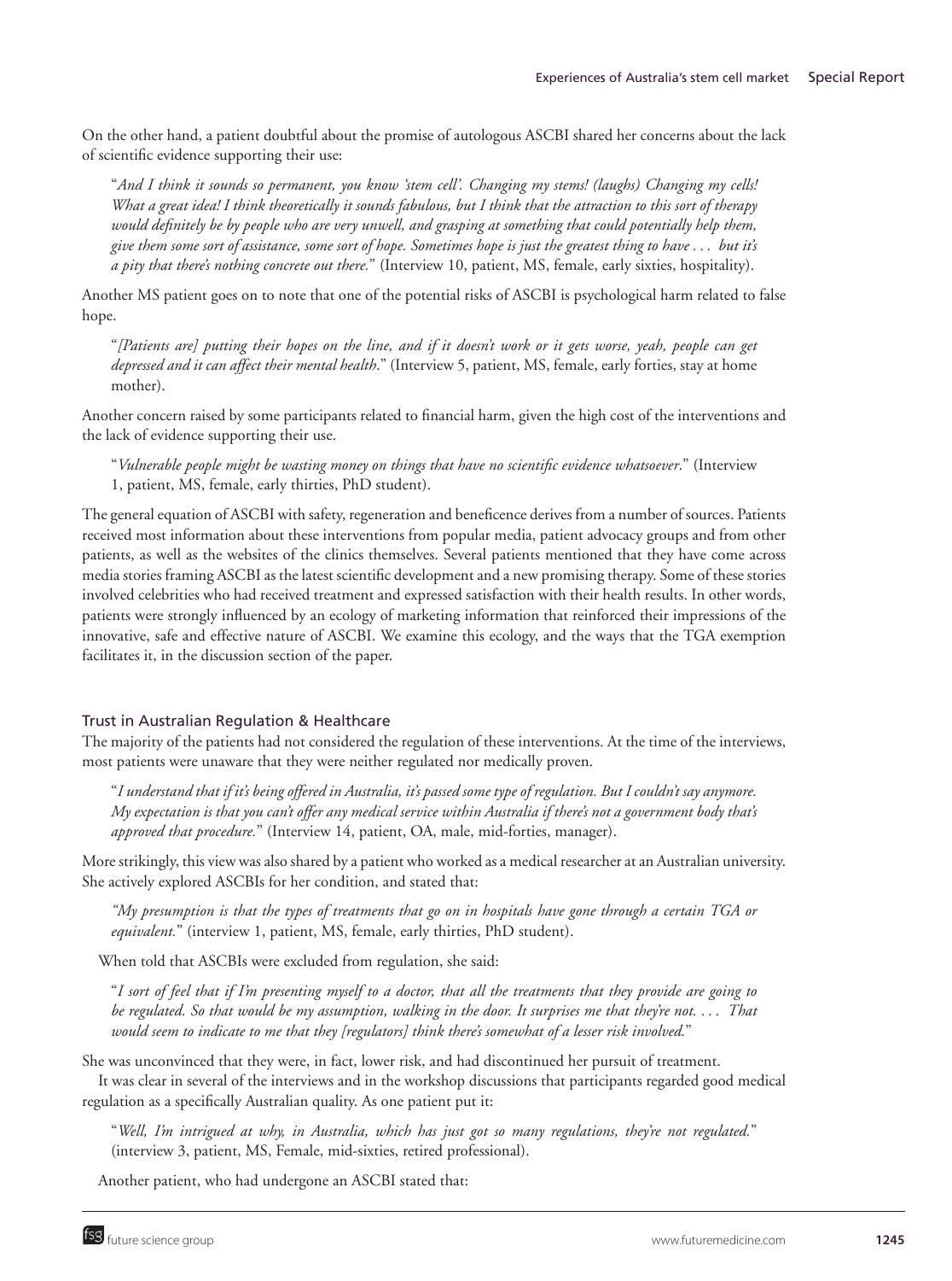On the other hand, a patient doubtful about the promise of autologous ASCBI shared her concerns about the lack of scientific evidence supporting their use:

> "*And I think it sounds so permanent, you know 'stem cell'. Changing my stems! (laughs) Changing my cells! What a great idea! I think theoretically it sounds fabulous, but I think that the attraction to this sort of therapy would definitely be by people who are very unwell, and grasping at something that could potentially help them, give them some sort of assistance, some sort of hope. Sometimes hope is just the greatest thing to have . . . but it's a pity that there's nothing concrete out there.*" (Interview 10, patient, MS, female, early sixties, hospitality).

Another MS patient goes on to note that one of the potential risks of ASCBI is psychological harm related to false hope.

> "*[Patients are] putting their hopes on the line, and if it doesn't work or it gets worse, yeah, people can get depressed and it can affect their mental health*." (Interview 5, patient, MS, female, early forties, stay at home mother).

Another concern raised by some participants related to financial harm, given the high cost of the interventions and the lack of evidence supporting their use.

> "*Vulnerable people might be wasting money on things that have no scientific evidence whatsoever*." (Interview 1, patient, MS, female, early thirties, PhD student).

The general equation of ASCBI with safety, regeneration and beneficence derives from a number of sources. Patients received most information about these interventions from popular media, patient advocacy groups and from other patients, as well as the websites of the clinics themselves. Several patients mentioned that they have come across media stories framing ASCBI as the latest scientific development and a new promising therapy. Some of these stories involved celebrities who had received treatment and expressed satisfaction with their health results. In other words, patients were strongly influenced by an ecology of marketing information that reinforced their impressions of the innovative, safe and effective nature of ASCBI. We examine this ecology, and the ways that the TGA exemption facilitates it, in the discussion section of the paper.

### Trust in Australian Regulation & Healthcare

The majority of the patients had not considered the regulation of these interventions. At the time of the interviews, most patients were unaware that they were neither regulated nor medically proven.

> "*I understand that if it's being offered in Australia, it's passed some type of regulation. But I couldn't say anymore. My expectation is that you can't offer any medical service within Australia if there's not a government body that's approved that procedure.*" (Interview 14, patient, OA, male, mid-forties, manager).

More strikingly, this view was also shared by a patient who worked as a medical researcher at an Australian university. She actively explored ASCBIs for her condition, and stated that:

> *"My presumption is that the types of treatments that go on in hospitals have gone through a certain TGA or equivalent.*" (interview 1, patient, MS, female, early thirties, PhD student).

When told that ASCBIs were excluded from regulation, she said:

> "*I sort of feel that if I'm presenting myself to a doctor, that all the treatments that they provide are going to be regulated. So that would be my assumption, walking in the door. It surprises me that they're not. . . . That would seem to indicate to me that they [regulators] think there's somewhat of a lesser risk involved.*"

She was unconvinced that they were, in fact, lower risk, and had discontinued her pursuit of treatment.

It was clear in several of the interviews and in the workshop discussions that participants regarded good medical regulation as a specifically Australian quality. As one patient put it:

> "*Well, I'm intrigued at why, in Australia, which has just got so many regulations, they're not regulated.*" (interview 3, patient, MS, Female, mid-sixties, retired professional).

Another patient, who had undergone an ASCBI stated that: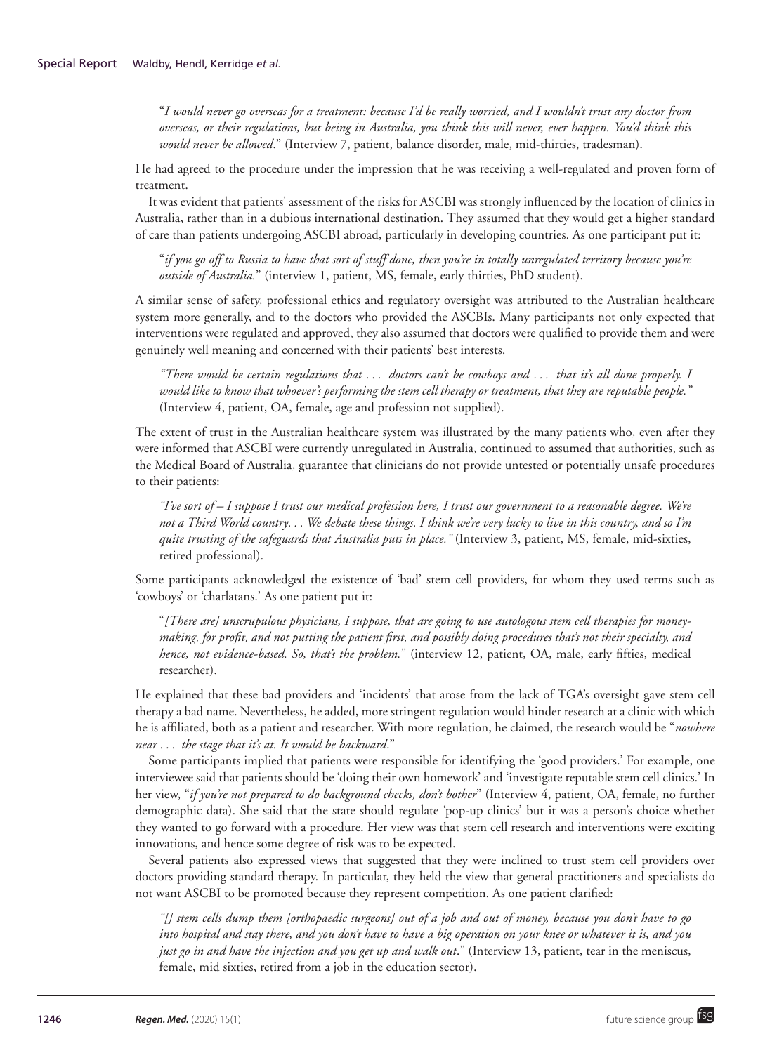"*I would never go overseas for a treatment: because I'd be really worried, and I wouldn't trust any doctor from overseas, or their regulations, but being in Australia, you think this will never, ever happen. You'd think this would never be allowed*." (Interview 7, patient, balance disorder, male, mid-thirties, tradesman).

He had agreed to the procedure under the impression that he was receiving a well-regulated and proven form of treatment.

It was evident that patients' assessment of the risks for ASCBI was strongly influenced by the location of clinics in Australia, rather than in a dubious international destination. They assumed that they would get a higher standard of care than patients undergoing ASCBI abroad, particularly in developing countries. As one participant put it:

"*if you go off to Russia to have that sort of stuff done, then you're in totally unregulated territory because you're outside of Australia.*" (interview 1, patient, MS, female, early thirties, PhD student).

A similar sense of safety, professional ethics and regulatory oversight was attributed to the Australian healthcare system more generally, and to the doctors who provided the ASCBIs. Many participants not only expected that interventions were regulated and approved, they also assumed that doctors were qualified to provide them and were genuinely well meaning and concerned with their patients' best interests.

*"There would be certain regulations that . . . doctors can't be cowboys and . . . that it's all done properly. I would like to know that whoever's performing the stem cell therapy or treatment, that they are reputable people."* (Interview 4, patient, OA, female, age and profession not supplied).

The extent of trust in the Australian healthcare system was illustrated by the many patients who, even after they were informed that ASCBI were currently unregulated in Australia, continued to assumed that authorities, such as the Medical Board of Australia, guarantee that clinicians do not provide untested or potentially unsafe procedures to their patients:

*"I've sort of – I suppose I trust our medical profession here, I trust our government to a reasonable degree. We're not a Third World country. . . We debate these things. I think we're very lucky to live in this country, and so I'm quite trusting of the safeguards that Australia puts in place."* (Interview 3, patient, MS, female, mid-sixties, retired professional).

Some participants acknowledged the existence of 'bad' stem cell providers, for whom they used terms such as 'cowboys' or 'charlatans.' As one patient put it:

"*[There are] unscrupulous physicians, I suppose, that are going to use autologous stem cell therapies for money-making, for profit, and not putting the patient first, and possibly doing procedures that's not their specialty, and hence, not evidence-based. So, that's the problem.*" (interview 12, patient, OA, male, early fifties, medical researcher).

He explained that these bad providers and 'incidents' that arose from the lack of TGA's oversight gave stem cell therapy a bad name. Nevertheless, he added, more stringent regulation would hinder research at a clinic with which he is affiliated, both as a patient and researcher. With more regulation, he claimed, the research would be "*nowhere near . . . the stage that it's at. It would be backward*."

Some participants implied that patients were responsible for identifying the 'good providers.' For example, one interviewee said that patients should be 'doing their own homework' and 'investigate reputable stem cell clinics.' In her view, "*if you're not prepared to do background checks, don't bother*" (Interview 4, patient, OA, female, no further demographic data). She said that the state should regulate 'pop-up clinics' but it was a person's choice whether they wanted to go forward with a procedure. Her view was that stem cell research and interventions were exciting innovations, and hence some degree of risk was to be expected.

Several patients also expressed views that suggested that they were inclined to trust stem cell providers over doctors providing standard therapy. In particular, they held the view that general practitioners and specialists do not want ASCBI to be promoted because they represent competition. As one patient clarified:

*"[] stem cells dump them [orthopaedic surgeons] out of a job and out of money, because you don't have to go into hospital and stay there, and you don't have to have a big operation on your knee or whatever it is, and you just go in and have the injection and you get up and walk out*." (Interview 13, patient, tear in the meniscus, female, mid sixties, retired from a job in the education sector).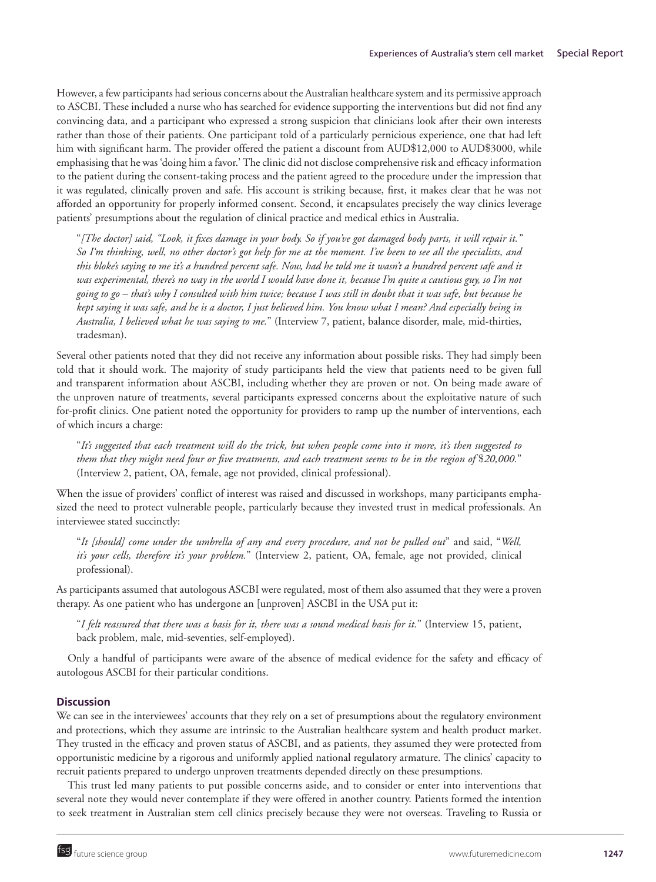However, a few participants had serious concerns about the Australian healthcare system and its permissive approach to ASCBI. These included a nurse who has searched for evidence supporting the interventions but did not find any convincing data, and a participant who expressed a strong suspicion that clinicians look after their own interests rather than those of their patients. One participant told of a particularly pernicious experience, one that had left him with significant harm. The provider offered the patient a discount from AUD$12,000 to AUD$3000, while emphasising that he was 'doing him a favor.' The clinic did not disclose comprehensive risk and efficacy information to the patient during the consent-taking process and the patient agreed to the procedure under the impression that it was regulated, clinically proven and safe. His account is striking because, first, it makes clear that he was not afforded an opportunity for properly informed consent. Second, it encapsulates precisely the way clinics leverage patients' presumptions about the regulation of clinical practice and medical ethics in Australia.

> "*[The doctor] said, "Look, it fixes damage in your body. So if you've got damaged body parts, it will repair it." So I'm thinking, well, no other doctor's got help for me at the moment. I've been to see all the specialists, and this bloke's saying to me it's a hundred percent safe. Now, had he told me it wasn't a hundred percent safe and it was experimental, there's no way in the world I would have done it, because I'm quite a cautious guy, so I'm not going to go – that's why I consulted with him twice; because I was still in doubt that it was safe, but because he kept saying it was safe, and he is a doctor, I just believed him. You know what I mean? And especially being in Australia, I believed what he was saying to me.*" (Interview 7, patient, balance disorder, male, mid-thirties, tradesman).

Several other patients noted that they did not receive any information about possible risks. They had simply been told that it should work. The majority of study participants held the view that patients need to be given full and transparent information about ASCBI, including whether they are proven or not. On being made aware of the unproven nature of treatments, several participants expressed concerns about the exploitative nature of such for-profit clinics. One patient noted the opportunity for providers to ramp up the number of interventions, each of which incurs a charge:

> "*It's suggested that each treatment will do the trick, but when people come into it more, it's then suggested to them that they might need four or five treatments, and each treatment seems to be in the region of $20,000.*" (Interview 2, patient, OA, female, age not provided, clinical professional).

When the issue of providers' conflict of interest was raised and discussed in workshops, many participants emphasized the need to protect vulnerable people, particularly because they invested trust in medical professionals. An interviewee stated succinctly:

> "*It [should] come under the umbrella of any and every procedure, and not be pulled out*" and said, "*Well, it's your cells, therefore it's your problem.*" (Interview 2, patient, OA, female, age not provided, clinical professional).

As participants assumed that autologous ASCBI were regulated, most of them also assumed that they were a proven therapy. As one patient who has undergone an [unproven] ASCBI in the USA put it:

> "*I felt reassured that there was a basis for it, there was a sound medical basis for it.*" (Interview 15, patient, back problem, male, mid-seventies, self-employed).

Only a handful of participants were aware of the absence of medical evidence for the safety and efficacy of autologous ASCBI for their particular conditions.

## Discussion

We can see in the interviewees' accounts that they rely on a set of presumptions about the regulatory environment and protections, which they assume are intrinsic to the Australian healthcare system and health product market. They trusted in the efficacy and proven status of ASCBI, and as patients, they assumed they were protected from opportunistic medicine by a rigorous and uniformly applied national regulatory armature. The clinics' capacity to recruit patients prepared to undergo unproven treatments depended directly on these presumptions.

This trust led many patients to put possible concerns aside, and to consider or enter into interventions that several note they would never contemplate if they were offered in another country. Patients formed the intention to seek treatment in Australian stem cell clinics precisely because they were not overseas. Traveling to Russia or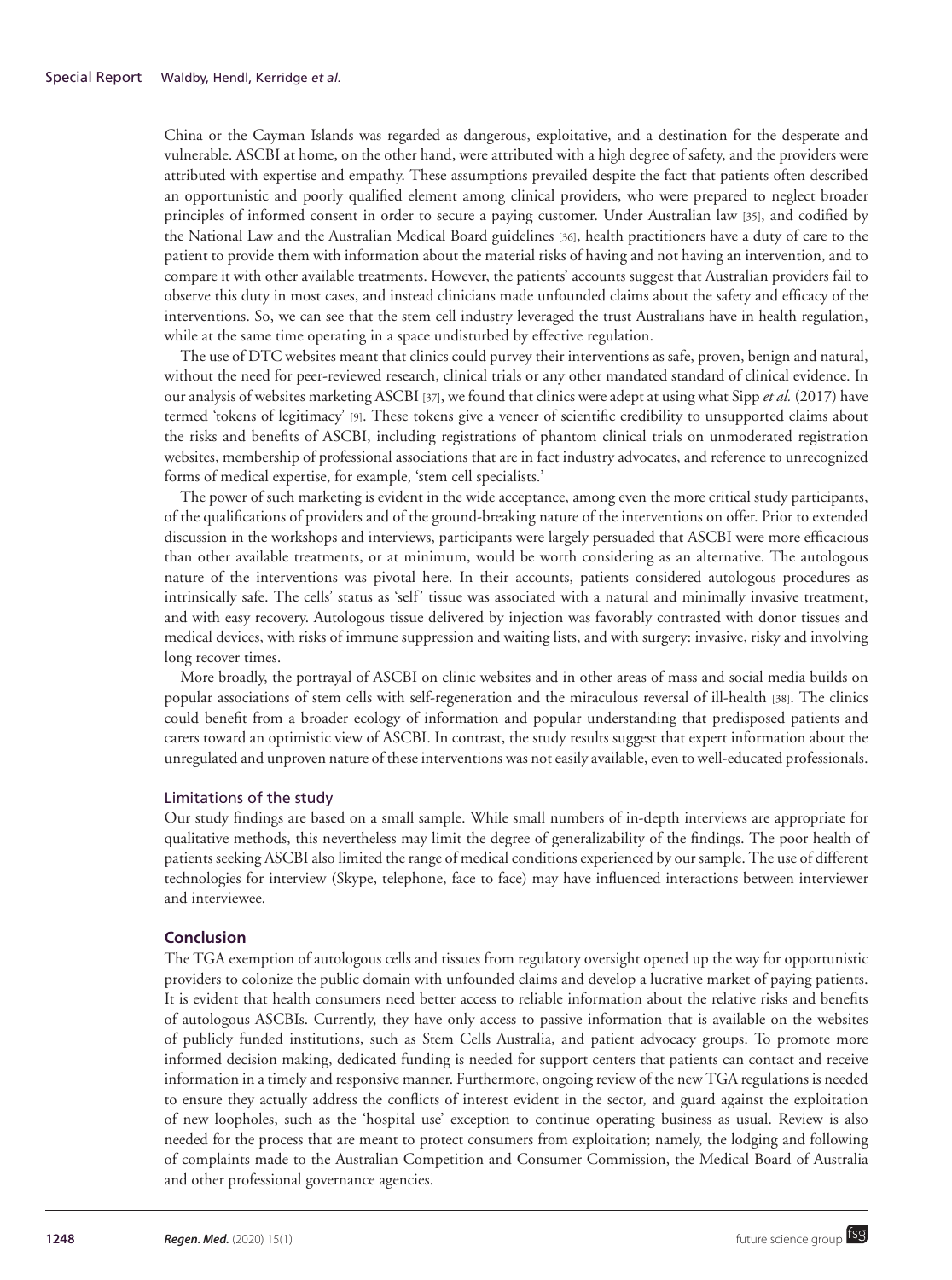China or the Cayman Islands was regarded as dangerous, exploitative, and a destination for the desperate and vulnerable. ASCBI at home, on the other hand, were attributed with a high degree of safety, and the providers were attributed with expertise and empathy. These assumptions prevailed despite the fact that patients often described an opportunistic and poorly qualified element among clinical providers, who were prepared to neglect broader principles of informed consent in order to secure a paying customer. Under Australian law [35], and codified by the National Law and the Australian Medical Board guidelines [36], health practitioners have a duty of care to the patient to provide them with information about the material risks of having and not having an intervention, and to compare it with other available treatments. However, the patients' accounts suggest that Australian providers fail to observe this duty in most cases, and instead clinicians made unfounded claims about the safety and efficacy of the interventions. So, we can see that the stem cell industry leveraged the trust Australians have in health regulation, while at the same time operating in a space undisturbed by effective regulation.

The use of DTC websites meant that clinics could purvey their interventions as safe, proven, benign and natural, without the need for peer-reviewed research, clinical trials or any other mandated standard of clinical evidence. In our analysis of websites marketing ASCBI [37], we found that clinics were adept at using what Sipp *et al.* (2017) have termed 'tokens of legitimacy' [9]. These tokens give a veneer of scientific credibility to unsupported claims about the risks and benefits of ASCBI, including registrations of phantom clinical trials on unmoderated registration websites, membership of professional associations that are in fact industry advocates, and reference to unrecognized forms of medical expertise, for example, 'stem cell specialists.'

The power of such marketing is evident in the wide acceptance, among even the more critical study participants, of the qualifications of providers and of the ground-breaking nature of the interventions on offer. Prior to extended discussion in the workshops and interviews, participants were largely persuaded that ASCBI were more efficacious than other available treatments, or at minimum, would be worth considering as an alternative. The autologous nature of the interventions was pivotal here. In their accounts, patients considered autologous procedures as intrinsically safe. The cells' status as 'self' tissue was associated with a natural and minimally invasive treatment, and with easy recovery. Autologous tissue delivered by injection was favorably contrasted with donor tissues and medical devices, with risks of immune suppression and waiting lists, and with surgery: invasive, risky and involving long recover times.

More broadly, the portrayal of ASCBI on clinic websites and in other areas of mass and social media builds on popular associations of stem cells with self-regeneration and the miraculous reversal of ill-health [38]. The clinics could benefit from a broader ecology of information and popular understanding that predisposed patients and carers toward an optimistic view of ASCBI. In contrast, the study results suggest that expert information about the unregulated and unproven nature of these interventions was not easily available, even to well-educated professionals.

### Limitations of the study

Our study findings are based on a small sample. While small numbers of in-depth interviews are appropriate for qualitative methods, this nevertheless may limit the degree of generalizability of the findings. The poor health of patients seeking ASCBI also limited the range of medical conditions experienced by our sample. The use of different technologies for interview (Skype, telephone, face to face) may have influenced interactions between interviewer and interviewee.

## Conclusion

The TGA exemption of autologous cells and tissues from regulatory oversight opened up the way for opportunistic providers to colonize the public domain with unfounded claims and develop a lucrative market of paying patients. It is evident that health consumers need better access to reliable information about the relative risks and benefits of autologous ASCBIs. Currently, they have only access to passive information that is available on the websites of publicly funded institutions, such as Stem Cells Australia, and patient advocacy groups. To promote more informed decision making, dedicated funding is needed for support centers that patients can contact and receive information in a timely and responsive manner. Furthermore, ongoing review of the new TGA regulations is needed to ensure they actually address the conflicts of interest evident in the sector, and guard against the exploitation of new loopholes, such as the 'hospital use' exception to continue operating business as usual. Review is also needed for the process that are meant to protect consumers from exploitation; namely, the lodging and following of complaints made to the Australian Competition and Consumer Commission, the Medical Board of Australia and other professional governance agencies.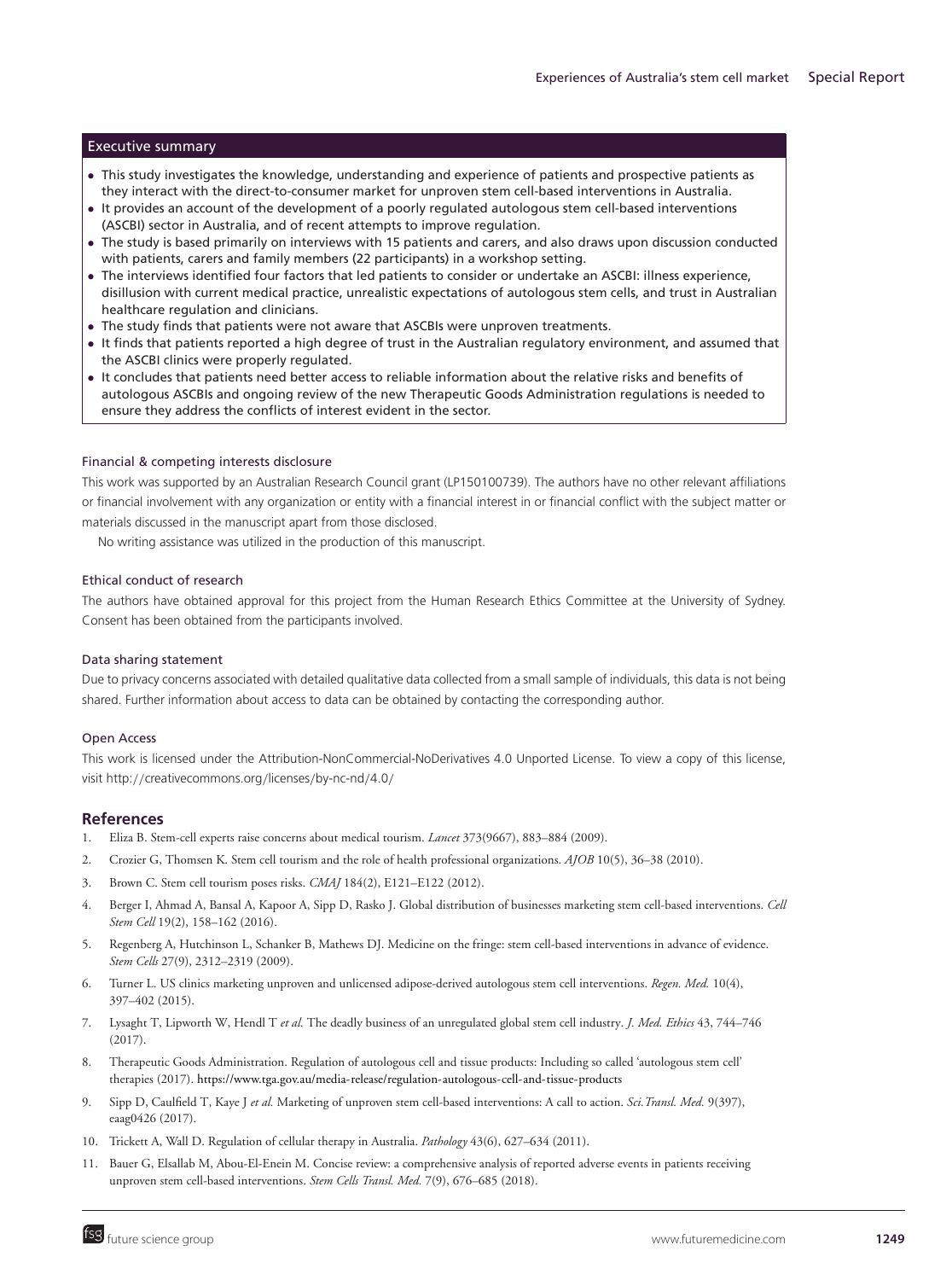## Executive summary

- This study investigates the knowledge, understanding and experience of patients and prospective patients as they interact with the direct-to-consumer market for unproven stem cell-based interventions in Australia.
- It provides an account of the development of a poorly regulated autologous stem cell-based interventions (ASCBI) sector in Australia, and of recent attempts to improve regulation.
- The study is based primarily on interviews with 15 patients and carers, and also draws upon discussion conducted with patients, carers and family members (22 participants) in a workshop setting.
- The interviews identified four factors that led patients to consider or undertake an ASCBI: illness experience, disillusion with current medical practice, unrealistic expectations of autologous stem cells, and trust in Australian healthcare regulation and clinicians.
- The study finds that patients were not aware that ASCBIs were unproven treatments.
- It finds that patients reported a high degree of trust in the Australian regulatory environment, and assumed that the ASCBI clinics were properly regulated.
- It concludes that patients need better access to reliable information about the relative risks and benefits of autologous ASCBIs and ongoing review of the new Therapeutic Goods Administration regulations is needed to ensure they address the conflicts of interest evident in the sector.

### Financial & competing interests disclosure

This work was supported by an Australian Research Council grant (LP150100739). The authors have no other relevant affiliations or financial involvement with any organization or entity with a financial interest in or financial conflict with the subject matter or materials discussed in the manuscript apart from those disclosed.

No writing assistance was utilized in the production of this manuscript.

### Ethical conduct of research

The authors have obtained approval for this project from the Human Research Ethics Committee at the University of Sydney. Consent has been obtained from the participants involved.

### Data sharing statement

Due to privacy concerns associated with detailed qualitative data collected from a small sample of individuals, this data is not being shared. Further information about access to data can be obtained by contacting the corresponding author.

### Open Access

This work is licensed under the Attribution-NonCommercial-NoDerivatives 4.0 Unported License. To view a copy of this license, visit http://creativecommons.org/licenses/by-nc-nd/4.0/

## References

1. Eliza B. Stem-cell experts raise concerns about medical tourism. *Lancet* 373(9667), 883–884 (2009).
2. Crozier G, Thomsen K. Stem cell tourism and the role of health professional organizations. *AJOB* 10(5), 36–38 (2010).
3. Brown C. Stem cell tourism poses risks. *CMAJ* 184(2), E121–E122 (2012).
4. Berger I, Ahmad A, Bansal A, Kapoor A, Sipp D, Rasko J. Global distribution of businesses marketing stem cell-based interventions. *Cell Stem Cell* 19(2), 158–162 (2016).
5. Regenberg A, Hutchinson L, Schanker B, Mathews DJ. Medicine on the fringe: stem cell-based interventions in advance of evidence. *Stem Cells* 27(9), 2312–2319 (2009).
6. Turner L. US clinics marketing unproven and unlicensed adipose-derived autologous stem cell interventions. *Regen. Med.* 10(4), 397–402 (2015).
7. Lysaght T, Lipworth W, Hendl T *et al.* The deadly business of an unregulated global stem cell industry. *J. Med. Ethics* 43, 744–746 (2017).
8. Therapeutic Goods Administration. Regulation of autologous cell and tissue products: Including so called 'autologous stem cell' therapies (2017). https://www.tga.gov.au/media-release/regulation-autologous-cell-and-tissue-products
9. Sipp D, Caulfield T, Kaye J *et al.* Marketing of unproven stem cell-based interventions: A call to action. *Sci. Transl. Med.* 9(397), eaag0426 (2017).
10. Trickett A, Wall D. Regulation of cellular therapy in Australia. *Pathology* 43(6), 627–634 (2011).
11. Bauer G, Elsallab M, Abou-El-Enein M. Concise review: a comprehensive analysis of reported adverse events in patients receiving unproven stem cell-based interventions. *Stem Cells Transl. Med.* 7(9), 676–685 (2018).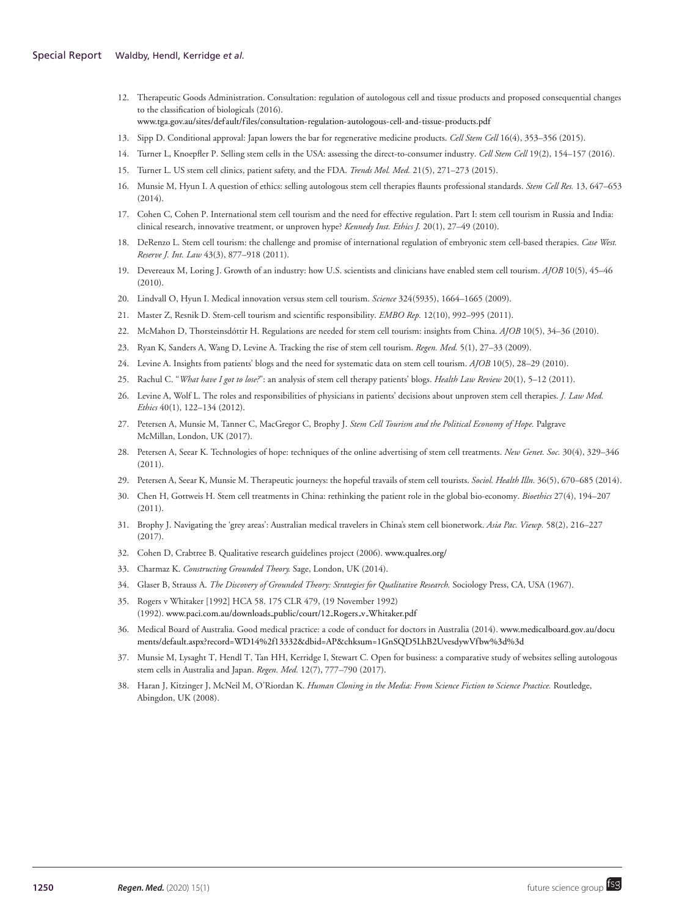12. Therapeutic Goods Administration. Consultation: regulation of autologous cell and tissue products and proposed consequential changes to the classification of biologicals (2016). www.tga.gov.au/sites/default/files/consultation-regulation-autologous-cell-and-tissue-products.pdf
13. Sipp D. Conditional approval: Japan lowers the bar for regenerative medicine products. *Cell Stem Cell* 16(4), 353–356 (2015).
14. Turner L, Knoepfler P. Selling stem cells in the USA: assessing the direct-to-consumer industry. *Cell Stem Cell* 19(2), 154–157 (2016).
15. Turner L. US stem cell clinics, patient safety, and the FDA. *Trends Mol. Med.* 21(5), 271–273 (2015).
16. Munsie M, Hyun I. A question of ethics: selling autologous stem cell therapies flaunts professional standards. *Stem Cell Res.* 13, 647–653 (2014).
17. Cohen C, Cohen P. International stem cell tourism and the need for effective regulation. Part I: stem cell tourism in Russia and India: clinical research, innovative treatment, or unproven hype? *Kennedy Inst. Ethics J.* 20(1), 27–49 (2010).
18. DeRenzo L. Stem cell tourism: the challenge and promise of international regulation of embryonic stem cell-based therapies. *Case West. Reserve J. Int. Law* 43(3), 877–918 (2011).
19. Devereaux M, Loring J. Growth of an industry: how U.S. scientists and clinicians have enabled stem cell tourism. *AJOB* 10(5), 45–46 (2010).
20. Lindvall O, Hyun I. Medical innovation versus stem cell tourism. *Science* 324(5935), 1664–1665 (2009).
21. Master Z, Resnik D. Stem-cell tourism and scientific responsibility. *EMBO Rep.* 12(10), 992–995 (2011).
22. McMahon D, Thorsteinsdóttir H. Regulations are needed for stem cell tourism: insights from China. *AJOB* 10(5), 34–36 (2010).
23. Ryan K, Sanders A, Wang D, Levine A. Tracking the rise of stem cell tourism. *Regen. Med.* 5(1), 27–33 (2009).
24. Levine A. Insights from patients' blogs and the need for systematic data on stem cell tourism. *AJOB* 10(5), 28–29 (2010).
25. Rachul C. "*What have I got to lose?*": an analysis of stem cell therapy patients' blogs. *Health Law Review* 20(1), 5–12 (2011).
26. Levine A, Wolf L. The roles and responsibilities of physicians in patients' decisions about unproven stem cell therapies. *J. Law Med. Ethics* 40(1), 122–134 (2012).
27. Petersen A, Munsie M, Tanner C, MacGregor C, Brophy J. *Stem Cell Tourism and the Political Economy of Hope.* Palgrave McMillan, London, UK (2017).
28. Petersen A, Seear K. Technologies of hope: techniques of the online advertising of stem cell treatments. *New Genet. Soc.* 30(4), 329–346 (2011).
29. Petersen A, Seear K, Munsie M. Therapeutic journeys: the hopeful travails of stem cell tourists. *Sociol. Health Illn.* 36(5), 670–685 (2014).
30. Chen H, Gottweis H. Stem cell treatments in China: rethinking the patient role in the global bio-economy. *Bioethics* 27(4), 194–207 (2011).
31. Brophy J. Navigating the 'grey areas': Australian medical travelers in China's stem cell bionetwork. *Asia Pac. Viewp.* 58(2), 216–227 (2017).
32. Cohen D, Crabtree B. Qualitative research guidelines project (2006). www.qualres.org/
33. Charmaz K. *Constructing Grounded Theory.* Sage, London, UK (2014).
34. Glaser B, Strauss A. *The Discovery of Grounded Theory: Strategies for Qualitative Research.* Sociology Press, CA, USA (1967).
35. Rogers v Whitaker [1992] HCA 58. 175 CLR 479, (19 November 1992) (1992). www.paci.com.au/downloads_public/court/12_Rogers_v_Whitaker.pdf
36. Medical Board of Australia. Good medical practice: a code of conduct for doctors in Australia (2014). www.medicalboard.gov.au/documents/default.aspx?record=WD14%2f13332&dbid=AP&chksum=1GnSQD5LhB2UvesdywVfbw%3d%3d
37. Munsie M, Lysaght T, Hendl T, Tan HH, Kerridge I, Stewart C. Open for business: a comparative study of websites selling autologous stem cells in Australia and Japan. *Regen. Med.* 12(7), 777–790 (2017).
38. Haran J, Kitzinger J, McNeil M, O'Riordan K. *Human Cloning in the Media: From Science Fiction to Science Practice.* Routledge, Abingdon, UK (2008).